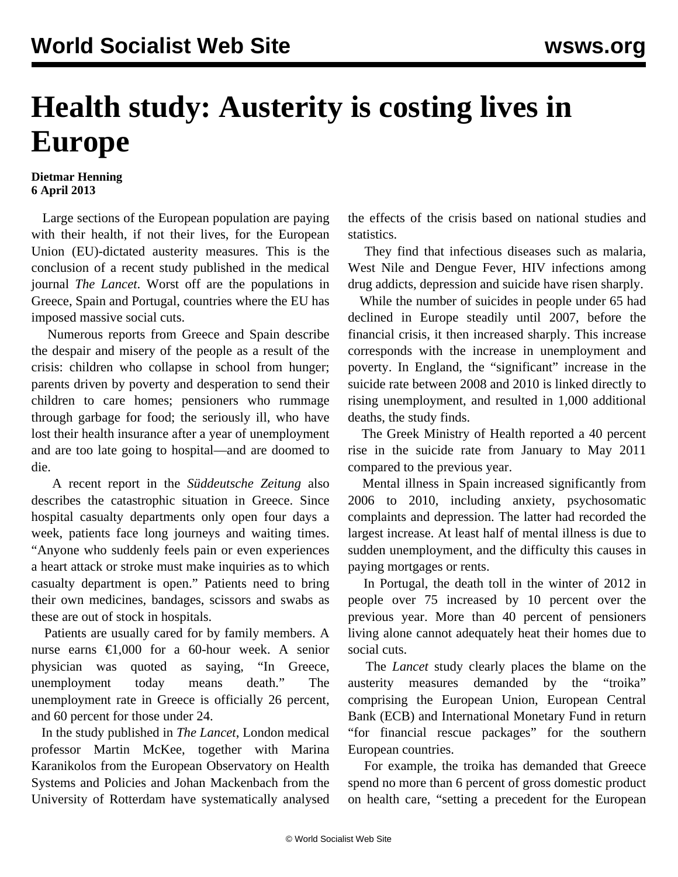# Health study: Austerity is costing lives in Europe

**Dietmar Henning**
**6 April 2013**

Large sections of the European population are paying with their health, if not their lives, for the European Union (EU)-dictated austerity measures. This is the conclusion of a recent study published in the medical journal *The Lancet*. Worst off are the populations in Greece, Spain and Portugal, countries where the EU has imposed massive social cuts.

Numerous reports from Greece and Spain describe the despair and misery of the people as a result of the crisis: children who collapse in school from hunger; parents driven by poverty and desperation to send their children to care homes; pensioners who rummage through garbage for food; the seriously ill, who have lost their health insurance after a year of unemployment and are too late going to hospital—and are doomed to die.

A recent report in the *Süddeutsche Zeitung* also describes the catastrophic situation in Greece. Since hospital casualty departments only open four days a week, patients face long journeys and waiting times. "Anyone who suddenly feels pain or even experiences a heart attack or stroke must make inquiries as to which casualty department is open." Patients need to bring their own medicines, bandages, scissors and swabs as these are out of stock in hospitals.

Patients are usually cared for by family members. A nurse earns €1,000 for a 60-hour week. A senior physician was quoted as saying, "In Greece, unemployment today means death." The unemployment rate in Greece is officially 26 percent, and 60 percent for those under 24.

In the study published in *The Lancet*, London medical professor Martin McKee, together with Marina Karanikolos from the European Observatory on Health Systems and Policies and Johan Mackenbach from the University of Rotterdam have systematically analysed the effects of the crisis based on national studies and statistics.

They find that infectious diseases such as malaria, West Nile and Dengue Fever, HIV infections among drug addicts, depression and suicide have risen sharply.

While the number of suicides in people under 65 had declined in Europe steadily until 2007, before the financial crisis, it then increased sharply. This increase corresponds with the increase in unemployment and poverty. In England, the "significant" increase in the suicide rate between 2008 and 2010 is linked directly to rising unemployment, and resulted in 1,000 additional deaths, the study finds.

The Greek Ministry of Health reported a 40 percent rise in the suicide rate from January to May 2011 compared to the previous year.

Mental illness in Spain increased significantly from 2006 to 2010, including anxiety, psychosomatic complaints and depression. The latter had recorded the largest increase. At least half of mental illness is due to sudden unemployment, and the difficulty this causes in paying mortgages or rents.

In Portugal, the death toll in the winter of 2012 in people over 75 increased by 10 percent over the previous year. More than 40 percent of pensioners living alone cannot adequately heat their homes due to social cuts.

The *Lancet* study clearly places the blame on the austerity measures demanded by the "troika" comprising the European Union, European Central Bank (ECB) and International Monetary Fund in return "for financial rescue packages" for the southern European countries.

For example, the troika has demanded that Greece spend no more than 6 percent of gross domestic product on health care, "setting a precedent for the European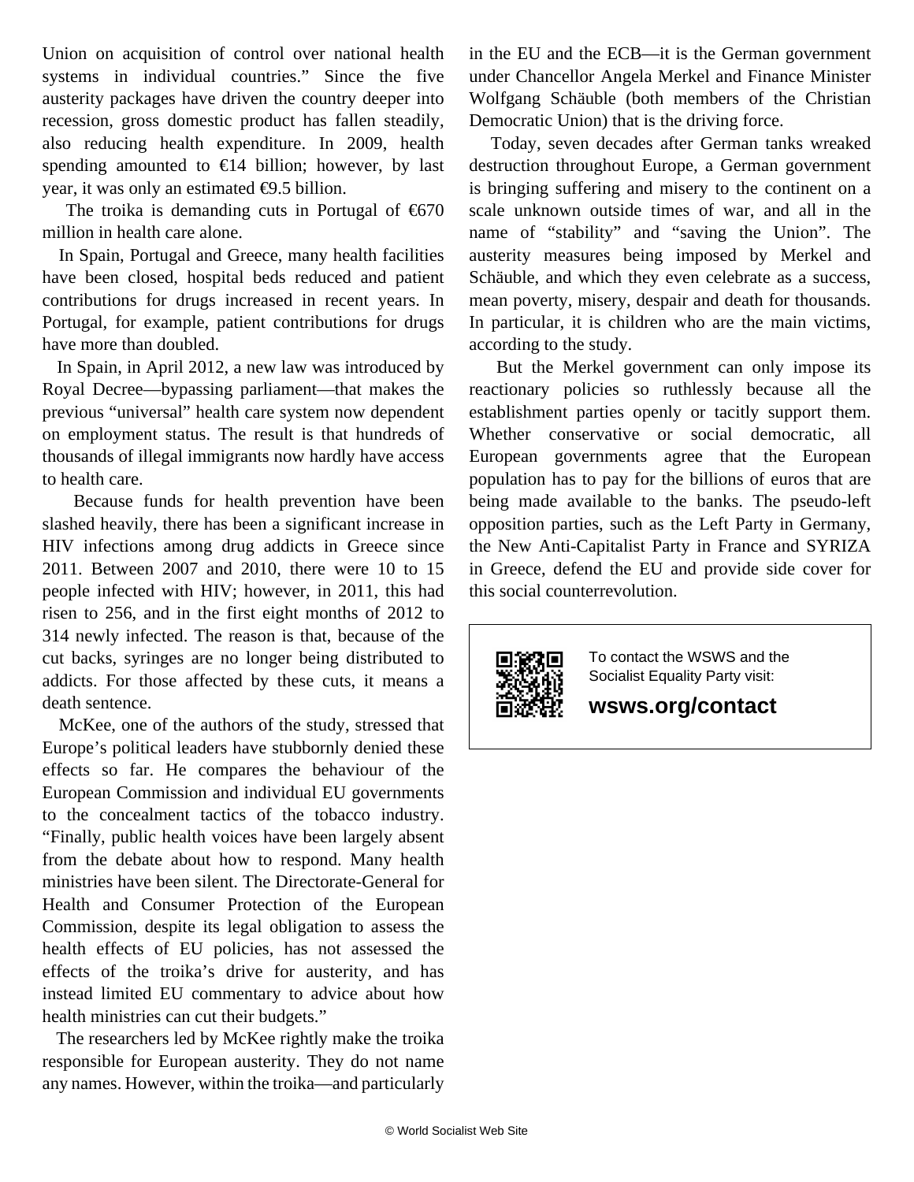Union on acquisition of control over national health systems in individual countries." Since the five austerity packages have driven the country deeper into recession, gross domestic product has fallen steadily, also reducing health expenditure. In 2009, health spending amounted to €14 billion; however, by last year, it was only an estimated €9.5 billion.

The troika is demanding cuts in Portugal of €670 million in health care alone.

In Spain, Portugal and Greece, many health facilities have been closed, hospital beds reduced and patient contributions for drugs increased in recent years. In Portugal, for example, patient contributions for drugs have more than doubled.

In Spain, in April 2012, a new law was introduced by Royal Decree—bypassing parliament—that makes the previous "universal" health care system now dependent on employment status. The result is that hundreds of thousands of illegal immigrants now hardly have access to health care.

Because funds for health prevention have been slashed heavily, there has been a significant increase in HIV infections among drug addicts in Greece since 2011. Between 2007 and 2010, there were 10 to 15 people infected with HIV; however, in 2011, this had risen to 256, and in the first eight months of 2012 to 314 newly infected. The reason is that, because of the cut backs, syringes are no longer being distributed to addicts. For those affected by these cuts, it means a death sentence.

McKee, one of the authors of the study, stressed that Europe's political leaders have stubbornly denied these effects so far. He compares the behaviour of the European Commission and individual EU governments to the concealment tactics of the tobacco industry. "Finally, public health voices have been largely absent from the debate about how to respond. Many health ministries have been silent. The Directorate-General for Health and Consumer Protection of the European Commission, despite its legal obligation to assess the health effects of EU policies, has not assessed the effects of the troika's drive for austerity, and has instead limited EU commentary to advice about how health ministries can cut their budgets."

The researchers led by McKee rightly make the troika responsible for European austerity. They do not name any names. However, within the troika—and particularly in the EU and the ECB—it is the German government under Chancellor Angela Merkel and Finance Minister Wolfgang Schäuble (both members of the Christian Democratic Union) that is the driving force.

Today, seven decades after German tanks wreaked destruction throughout Europe, a German government is bringing suffering and misery to the continent on a scale unknown outside times of war, and all in the name of "stability" and "saving the Union". The austerity measures being imposed by Merkel and Schäuble, and which they even celebrate as a success, mean poverty, misery, despair and death for thousands. In particular, it is children who are the main victims, according to the study.

But the Merkel government can only impose its reactionary policies so ruthlessly because all the establishment parties openly or tacitly support them. Whether conservative or social democratic, all European governments agree that the European population has to pay for the billions of euros that are being made available to the banks. The pseudo-left opposition parties, such as the Left Party in Germany, the New Anti-Capitalist Party in France and SYRIZA in Greece, defend the EU and provide side cover for this social counterrevolution.

To contact the WSWS and the Socialist Equality Party visit:

**wsws.org/contact**